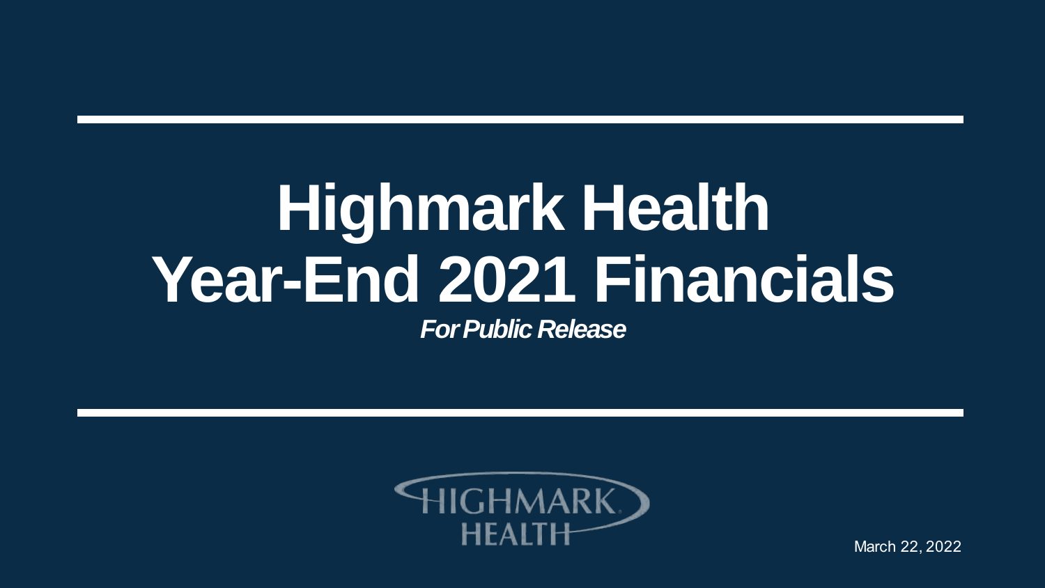# Highmark Health Year-End 2021 Financials

***For Public Release***

HIGHMARK HEALTH

March 22, 2022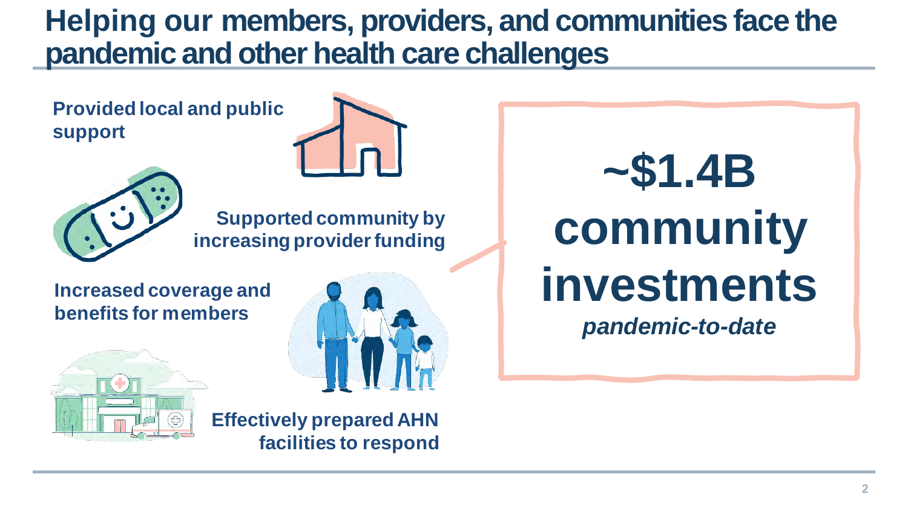# Helping our members, providers, and communities face the pandemic and other health care challenges

**Provided local and public support**

**Supported community by increasing provider funding**

**Increased coverage and benefits for members**

**Effectively prepared AHN facilities to respond**

**~$1.4B community investments**

***pandemic-to-date***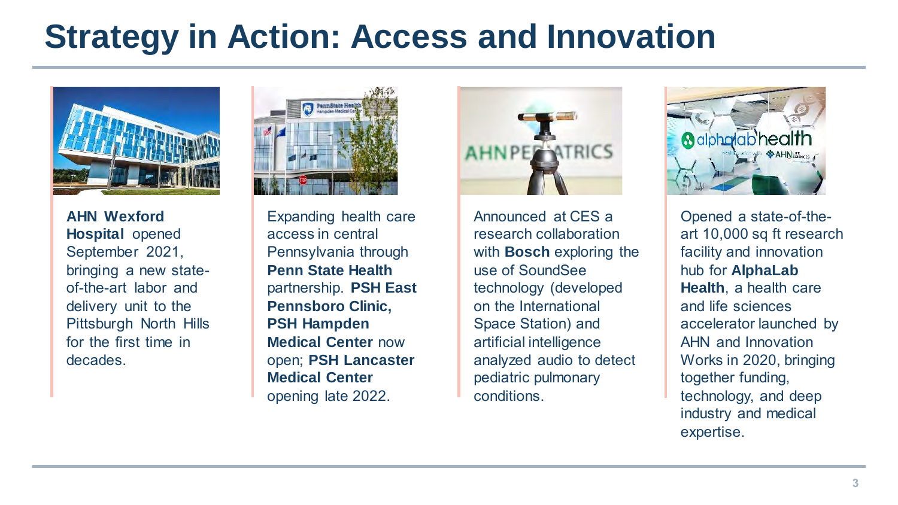# Strategy in Action: Access and Innovation

**AHN Wexford Hospital** opened September 2021, bringing a new state-of-the-art labor and delivery unit to the Pittsburgh North Hills for the first time in decades.

Expanding health care access in central Pennsylvania through **Penn State Health** partnership. **PSH East Pennsboro Clinic, PSH Hampden Medical Center** now open; **PSH Lancaster Medical Center** opening late 2022.

Announced at CES a research collaboration with **Bosch** exploring the use of SoundSee technology (developed on the International Space Station) and artificial intelligence analyzed audio to detect pediatric pulmonary conditions.

Opened a state-of-the-art 10,000 sq ft research facility and innovation hub for **AlphaLab Health**, a health care and life sciences accelerator launched by AHN and Innovation Works in 2020, bringing together funding, technology, and deep industry and medical expertise.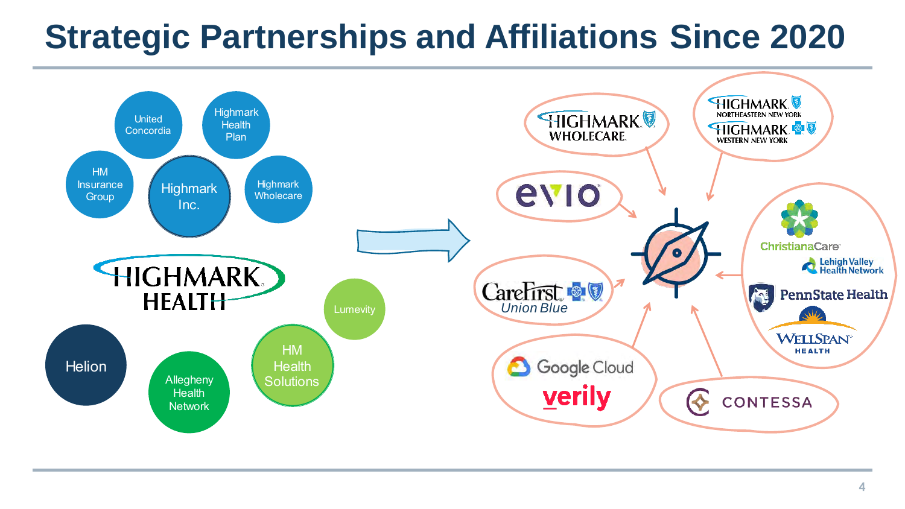# Strategic Partnerships and Affiliations Since 2020

**Highmark Health**

- Highmark Inc.
- United Concordia
- Highmark Health Plan
- HM Insurance Group
- Highmark Wholecare
- Lumevity
- Helion
- Allegheny Health Network
- HM Health Solutions

**Partnerships and Affiliations**

- Highmark Wholecare
- Highmark Northeastern New York
- Highmark Western New York
- evio
- ChristianaCare
- Lehigh Valley Health Network
- PennState Health
- WellSpan Health
- CareFirst Union Blue
- Google Cloud
- verily
- Contessa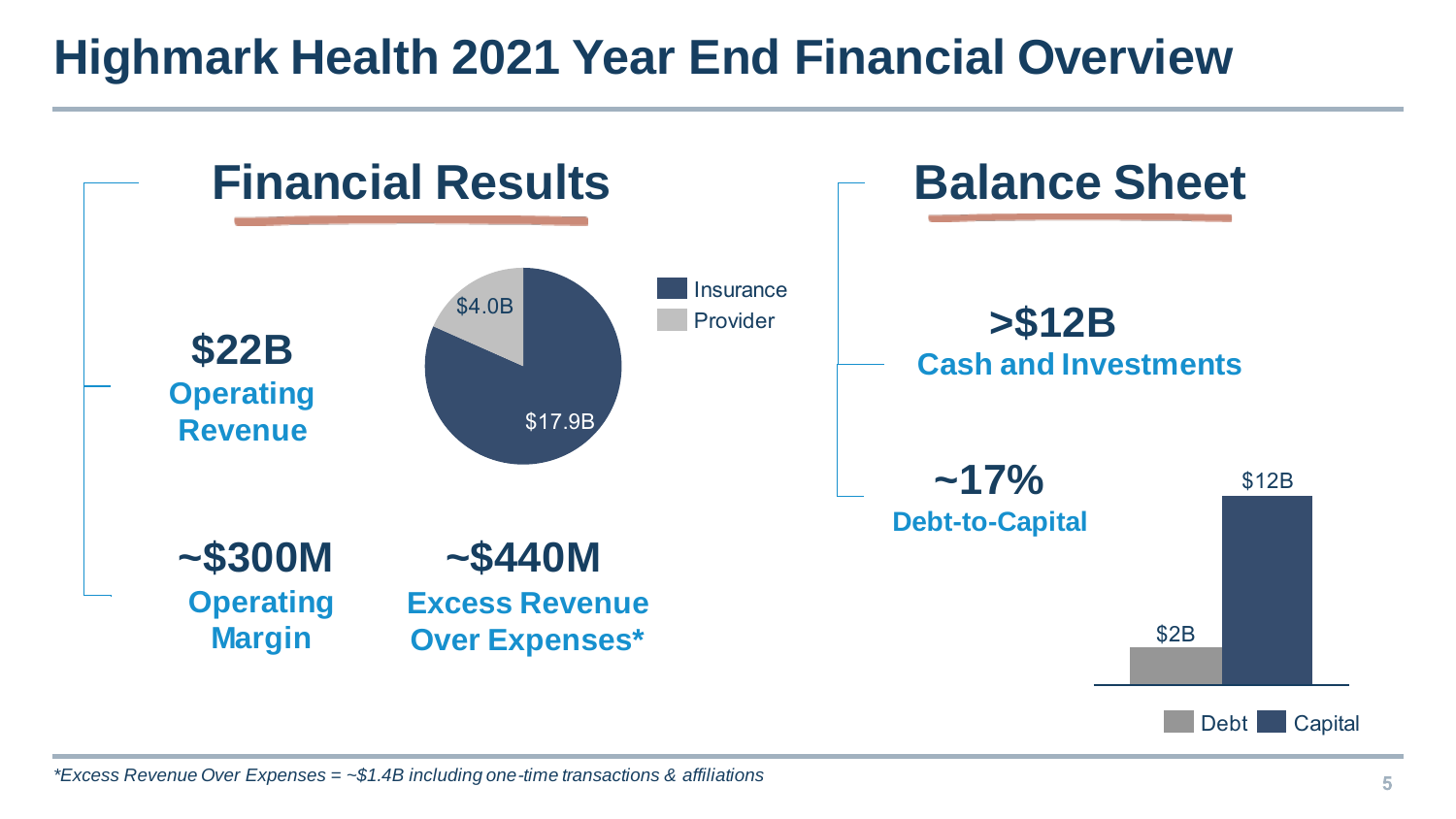# Highmark Health 2021 Year End Financial Overview

## Financial Results

**$22B**
**Operating Revenue**

- Insurance: $17.9B
- Provider: $4.0B

**~$300M**
**Operating Margin**

**~$440M**
**Excess Revenue Over Expenses***

## Balance Sheet

**>$12B**
**Cash and Investments**

**~17%**
**Debt-to-Capital**

- Debt: $2B
- Capital: $12B

*Excess Revenue Over Expenses = ~$1.4B including one-time transactions & affiliations*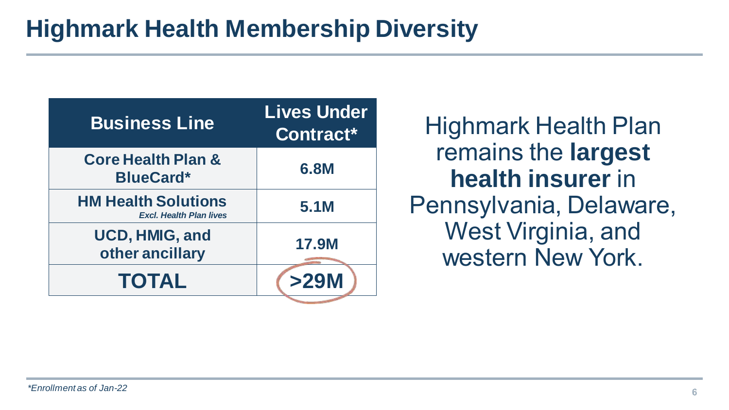# Highmark Health Membership Diversity

| Business Line | Lives Under Contract* |
|---|---|
| **Core Health Plan & BlueCard*** | **6.8M** |
| **HM Health Solutions** *Excl. Health Plan lives* | **5.1M** |
| **UCD, HMIG, and other ancillary** | **17.9M** |
| **TOTAL** | **>29M** |

Highmark Health Plan remains the **largest health insurer** in Pennsylvania, Delaware, West Virginia, and western New York.

*\*Enrollment as of Jan-22*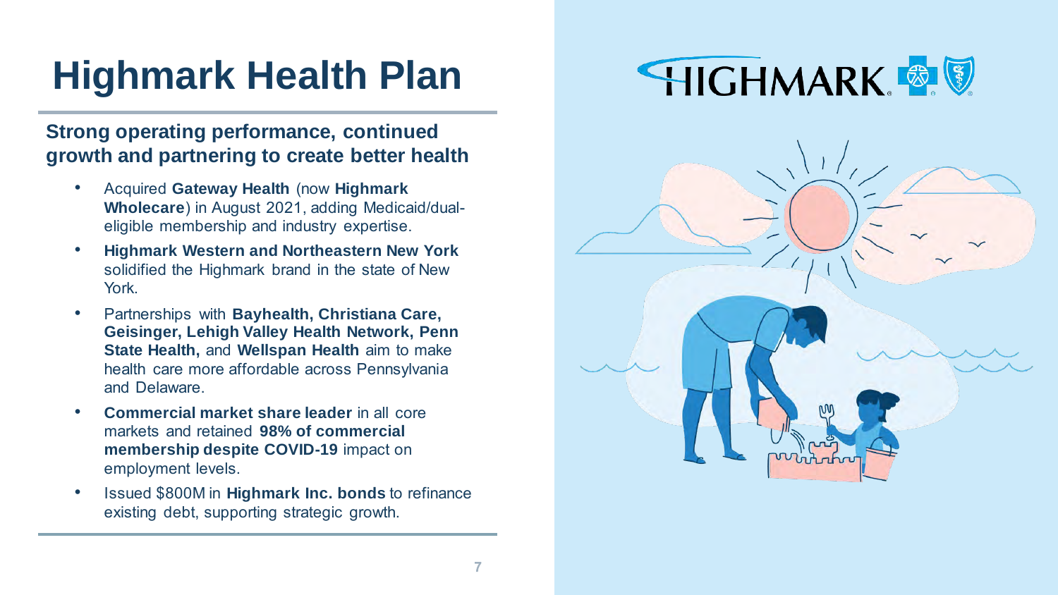# Highmark Health Plan

**Strong operating performance, continued growth and partnering to create better health**

- Acquired **Gateway Health** (now **Highmark Wholecare**) in August 2021, adding Medicaid/dual-eligible membership and industry expertise.
- **Highmark Western and Northeastern New York** solidified the Highmark brand in the state of New York.
- Partnerships with **Bayhealth, Christiana Care, Geisinger, Lehigh Valley Health Network, Penn State Health,** and **Wellspan Health** aim to make health care more affordable across Pennsylvania and Delaware.
- **Commercial market share leader** in all core markets and retained **98% of commercial membership despite COVID-19** impact on employment levels.
- Issued $800M in **Highmark Inc. bonds** to refinance existing debt, supporting strategic growth.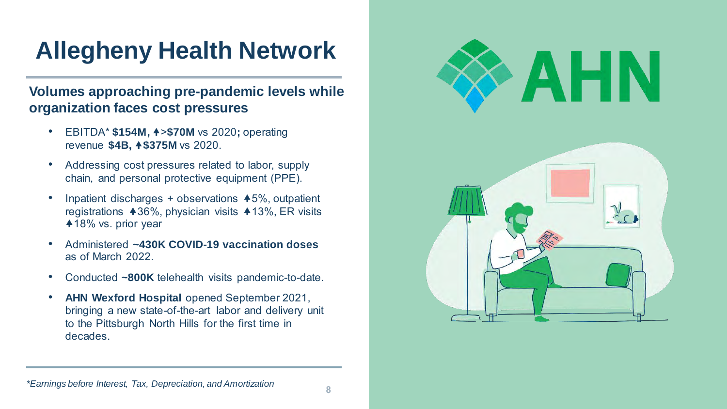# Allegheny Health Network

## Volumes approaching pre-pandemic levels while organization faces cost pressures

- EBITDA* **$154M, ▲>$70M** vs 2020**;** operating revenue **$4B, ▲$375M** vs 2020.
- Addressing cost pressures related to labor, supply chain, and personal protective equipment (PPE).
- Inpatient discharges + observations ▲5%, outpatient registrations ▲36%, physician visits ▲13%, ER visits ▲18% vs. prior year
- Administered **~430K COVID-19 vaccination doses** as of March 2022.
- Conducted **~800K** telehealth visits pandemic-to-date.
- **AHN Wexford Hospital** opened September 2021, bringing a new state-of-the-art labor and delivery unit to the Pittsburgh North Hills for the first time in decades.

*\*Earnings before Interest, Tax, Depreciation, and Amortization*

AHN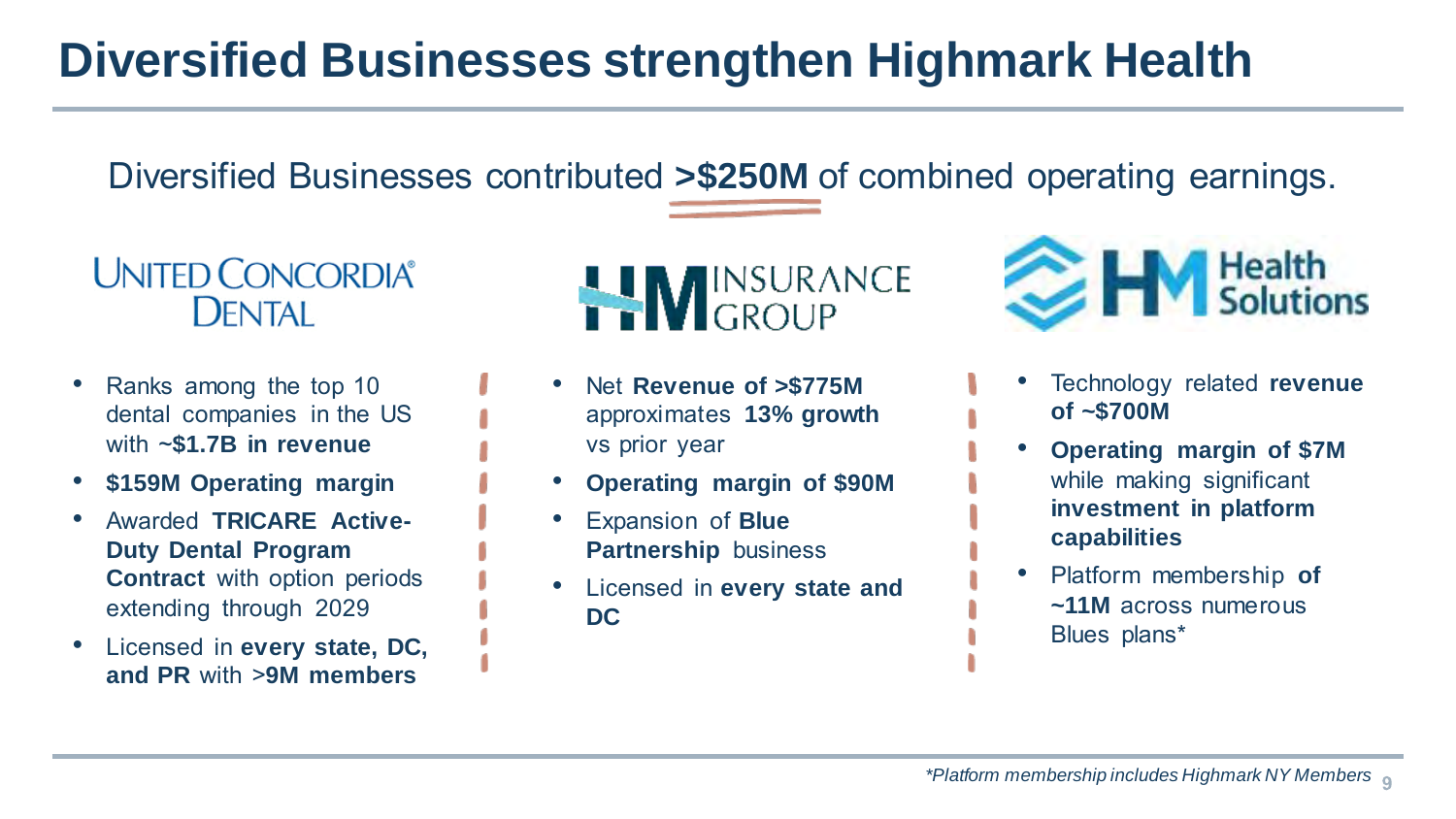# Diversified Businesses strengthen Highmark Health

Diversified Businesses contributed **>$250M** of combined operating earnings.

## United Concordia Dental

- Ranks among the top 10 dental companies in the US with **~$1.7B in revenue**
- **$159M Operating margin**
- Awarded **TRICARE Active-Duty Dental Program Contract** with option periods extending through 2029
- Licensed in **every state, DC, and PR** with >**9M members**

## HM Insurance Group

- Net **Revenue of >$775M** approximates **13% growth** vs prior year
- **Operating margin of $90M**
- Expansion of **Blue Partnership** business
- Licensed in **every state and DC**

## HM Health Solutions

- Technology related **revenue of ~$700M**
- **Operating margin of $7M** while making significant **investment in platform capabilities**
- Platform membership **of ~11M** across numerous Blues plans*

*Platform membership includes Highmark NY Members*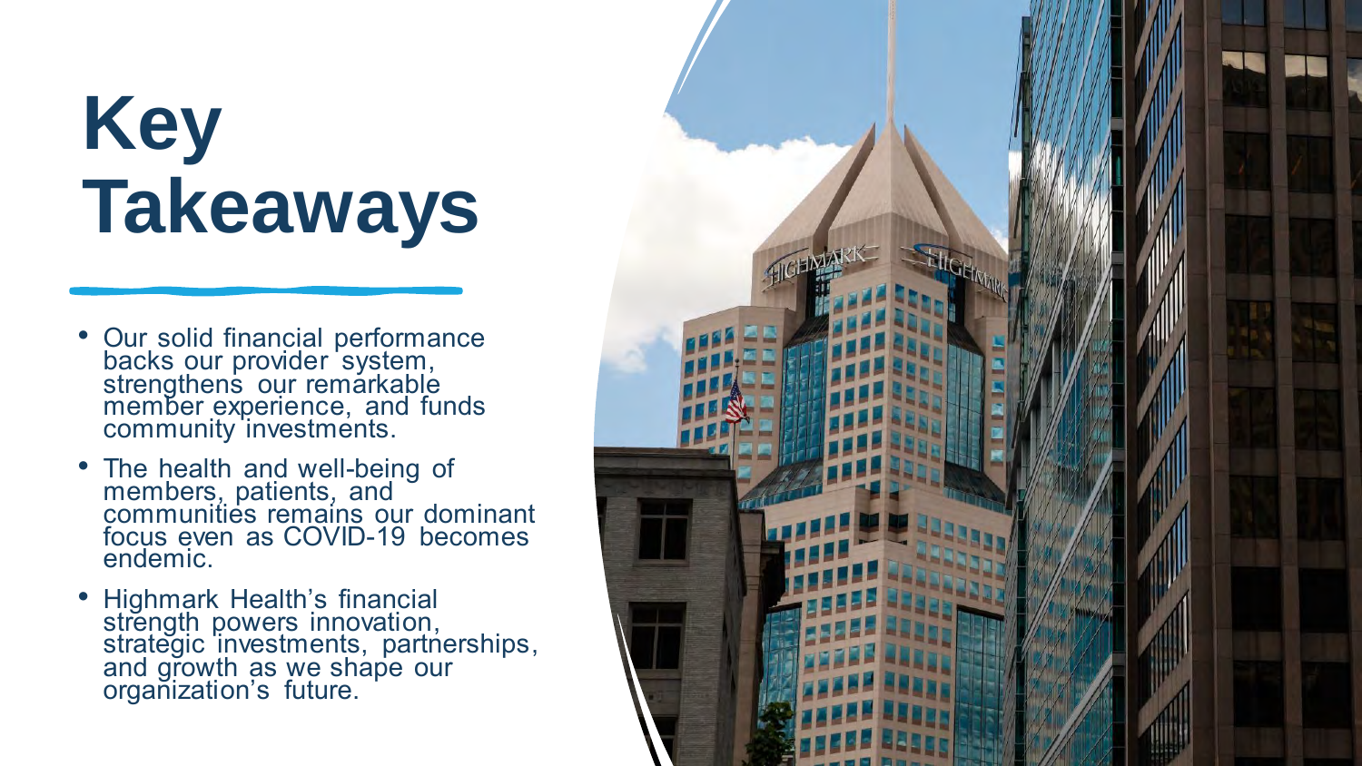# Key Takeaways

- Our solid financial performance backs our provider system, strengthens our remarkable member experience, and funds community investments.
- The health and well-being of members, patients, and communities remains our dominant focus even as COVID-19 becomes endemic.
- Highmark Health's financial strength powers innovation, strategic investments, partnerships, and growth as we shape our organization's future.